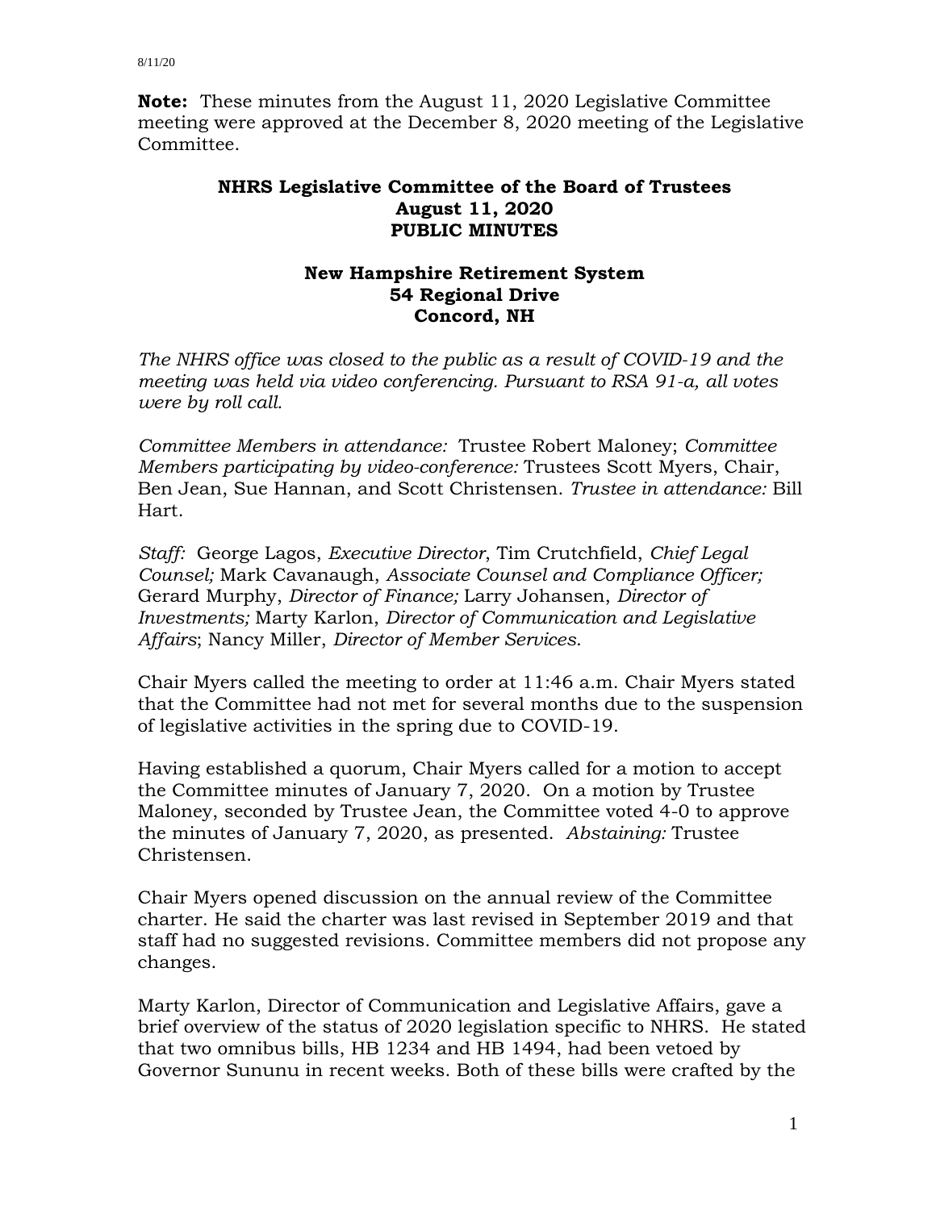**Note:** These minutes from the August 11, 2020 Legislative Committee meeting were approved at the December 8, 2020 meeting of the Legislative Committee.

**NHRS Legislative Committee of the Board of Trustees**
**August 11, 2020**
**PUBLIC MINUTES**

**New Hampshire Retirement System**
**54 Regional Drive**
**Concord, NH**

*The NHRS office was closed to the public as a result of COVID-19 and the meeting was held via video conferencing. Pursuant to RSA 91-a, all votes were by roll call.*

*Committee Members in attendance:* Trustee Robert Maloney; *Committee Members participating by video-conference:* Trustees Scott Myers, Chair, Ben Jean, Sue Hannan, and Scott Christensen. *Trustee in attendance:* Bill Hart.

*Staff:* George Lagos, *Executive Director*, Tim Crutchfield, *Chief Legal Counsel;* Mark Cavanaugh, *Associate Counsel and Compliance Officer;* Gerard Murphy, *Director of Finance;* Larry Johansen, *Director of Investments;* Marty Karlon, *Director of Communication and Legislative Affairs*; Nancy Miller, *Director of Member Services*.

Chair Myers called the meeting to order at 11:46 a.m. Chair Myers stated that the Committee had not met for several months due to the suspension of legislative activities in the spring due to COVID-19.

Having established a quorum, Chair Myers called for a motion to accept the Committee minutes of January 7, 2020. On a motion by Trustee Maloney, seconded by Trustee Jean, the Committee voted 4-0 to approve the minutes of January 7, 2020, as presented. *Abstaining:* Trustee Christensen.

Chair Myers opened discussion on the annual review of the Committee charter. He said the charter was last revised in September 2019 and that staff had no suggested revisions. Committee members did not propose any changes.

Marty Karlon, Director of Communication and Legislative Affairs, gave a brief overview of the status of 2020 legislation specific to NHRS. He stated that two omnibus bills, HB 1234 and HB 1494, had been vetoed by Governor Sununu in recent weeks. Both of these bills were crafted by the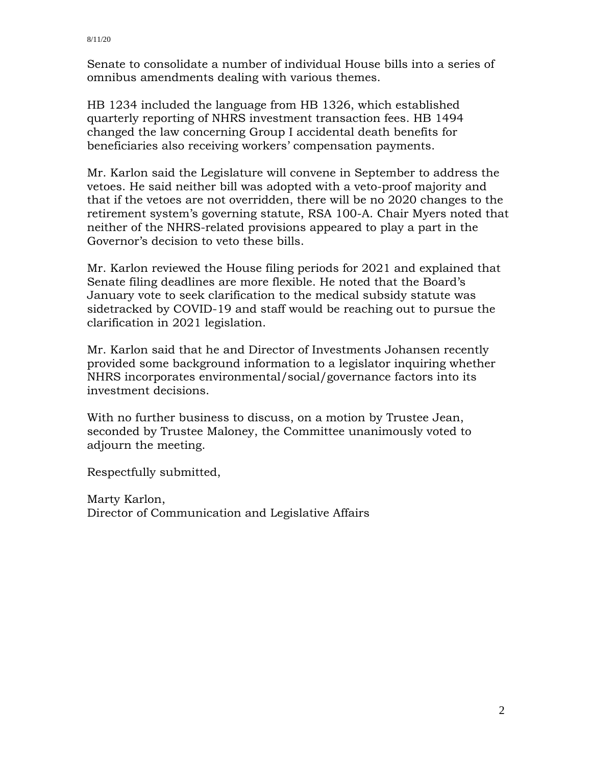Senate to consolidate a number of individual House bills into a series of omnibus amendments dealing with various themes.

HB 1234 included the language from HB 1326, which established quarterly reporting of NHRS investment transaction fees. HB 1494 changed the law concerning Group I accidental death benefits for beneficiaries also receiving workers' compensation payments.

Mr. Karlon said the Legislature will convene in September to address the vetoes. He said neither bill was adopted with a veto-proof majority and that if the vetoes are not overridden, there will be no 2020 changes to the retirement system's governing statute, RSA 100-A. Chair Myers noted that neither of the NHRS-related provisions appeared to play a part in the Governor's decision to veto these bills.

Mr. Karlon reviewed the House filing periods for 2021 and explained that Senate filing deadlines are more flexible. He noted that the Board's January vote to seek clarification to the medical subsidy statute was sidetracked by COVID-19 and staff would be reaching out to pursue the clarification in 2021 legislation.

Mr. Karlon said that he and Director of Investments Johansen recently provided some background information to a legislator inquiring whether NHRS incorporates environmental/social/governance factors into its investment decisions.

With no further business to discuss, on a motion by Trustee Jean, seconded by Trustee Maloney, the Committee unanimously voted to adjourn the meeting.

Respectfully submitted,

Marty Karlon,
Director of Communication and Legislative Affairs